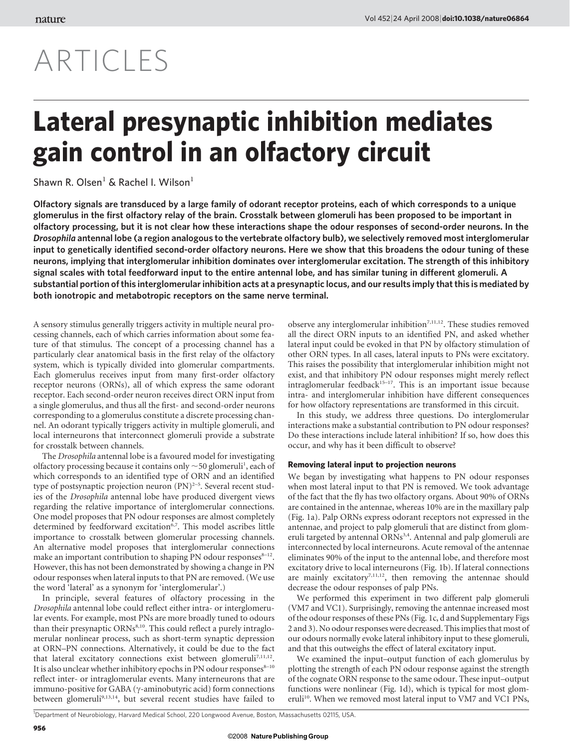# ARTICLES

# Lateral presynaptic inhibition mediates gain control in an olfactory circuit

Shawn R. Olsen[1] & Rachel I. Wilson[1]

**Olfactory signals are transduced by a large family of odorant receptor proteins, each of which corresponds to a unique glomerulus in the first olfactory relay of the brain. Crosstalk between glomeruli has been proposed to be important in olfactory processing, but it is not clear how these interactions shape the odour responses of second-order neurons. In the *Drosophila* antennal lobe (a region analogous to the vertebrate olfactory bulb), we selectively removed most interglomerular input to genetically identified second-order olfactory neurons. Here we show that this broadens the odour tuning of these neurons, implying that interglomerular inhibition dominates over interglomerular excitation. The strength of this inhibitory signal scales with total feedforward input to the entire antennal lobe, and has similar tuning in different glomeruli. A substantial portion of this interglomerular inhibition acts at a presynaptic locus, and our results imply that this is mediated by both ionotropic and metabotropic receptors on the same nerve terminal.**

A sensory stimulus generally triggers activity in multiple neural processing channels, each of which carries information about some feature of that stimulus. The concept of a processing channel has a particularly clear anatomical basis in the first relay of the olfactory system, which is typically divided into glomerular compartments. Each glomerulus receives input from many first-order olfactory receptor neurons (ORNs), all of which express the same odorant receptor. Each second-order neuron receives direct ORN input from a single glomerulus, and thus all the first- and second-order neurons corresponding to a glomerulus constitute a discrete processing channel. An odorant typically triggers activity in multiple glomeruli, and local interneurons that interconnect glomeruli provide a substrate for crosstalk between channels.

The *Drosophila* antennal lobe is a favoured model for investigating olfactory processing because it contains only ~50 glomeruli[1], each of which corresponds to an identified type of ORN and an identified type of postsynaptic projection neuron (PN)[2–5]. Several recent studies of the *Drosophila* antennal lobe have produced divergent views regarding the relative importance of interglomerular connections. One model proposes that PN odour responses are almost completely determined by feedforward excitation[6,7]. This model ascribes little importance to crosstalk between glomerular processing channels. An alternative model proposes that interglomerular connections make an important contribution to shaping PN odour responses[8–12]. However, this has not been demonstrated by showing a change in PN odour responses when lateral inputs to that PN are removed. (We use the word 'lateral' as a synonym for 'interglomerular'.)

In principle, several features of olfactory processing in the *Drosophila* antennal lobe could reflect either intra- or interglomerular events. For example, most PNs are more broadly tuned to odours than their presynaptic ORNs[8,10]. This could reflect a purely intraglomerular nonlinear process, such as short-term synaptic depression at ORN–PN connections. Alternatively, it could be due to the fact that lateral excitatory connections exist between glomeruli[7,11,12]. It is also unclear whether inhibitory epochs in PN odour responses[8–10] reflect inter- or intraglomerular events. Many interneurons that are immuno-positive for GABA (γ-aminobutyric acid) form connections between glomeruli[9,13,14], but several recent studies have failed to observe any interglomerular inhibition[7,11,12]. These studies removed all the direct ORN inputs to an identified PN, and asked whether lateral input could be evoked in that PN by olfactory stimulation of other ORN types. In all cases, lateral inputs to PNs were excitatory. This raises the possibility that interglomerular inhibition might not exist, and that inhibitory PN odour responses might merely reflect intraglomerular feedback[15–17]. This is an important issue because intra- and interglomerular inhibition have different consequences for how olfactory representations are transformed in this circuit.

In this study, we address three questions. Do interglomerular interactions make a substantial contribution to PN odour responses? Do these interactions include lateral inhibition? If so, how does this occur, and why has it been difficult to observe?

### Removing lateral input to projection neurons

We began by investigating what happens to PN odour responses when most lateral input to that PN is removed. We took advantage of the fact that the fly has two olfactory organs. About 90% of ORNs are contained in the antennae, whereas 10% are in the maxillary palp (Fig. 1a). Palp ORNs express odorant receptors not expressed in the antennae, and project to palp glomeruli that are distinct from glomeruli targeted by antennal ORNs[3,4]. Antennal and palp glomeruli are interconnected by local interneurons. Acute removal of the antennae eliminates 90% of the input to the antennal lobe, and therefore most excitatory drive to local interneurons (Fig. 1b). If lateral connections are mainly excitatory[7,11,12], then removing the antennae should decrease the odour responses of palp PNs.

We performed this experiment in two different palp glomeruli (VM7 and VC1). Surprisingly, removing the antennae increased most of the odour responses of these PNs (Fig. 1c, d and Supplementary Figs 2 and 3). No odour responses were decreased. This implies that most of our odours normally evoke lateral inhibitory input to these glomeruli, and that this outweighs the effect of lateral excitatory input.

We examined the input–output function of each glomerulus by plotting the strength of each PN odour response against the strength of the cognate ORN response to the same odour. These input–output functions were nonlinear (Fig. 1d), which is typical for most glomeruli[10]. When we removed most lateral input to VM7 and VC1 PNs,

[1]Department of Neurobiology, Harvard Medical School, 220 Longwood Avenue, Boston, Massachusetts 02115, USA.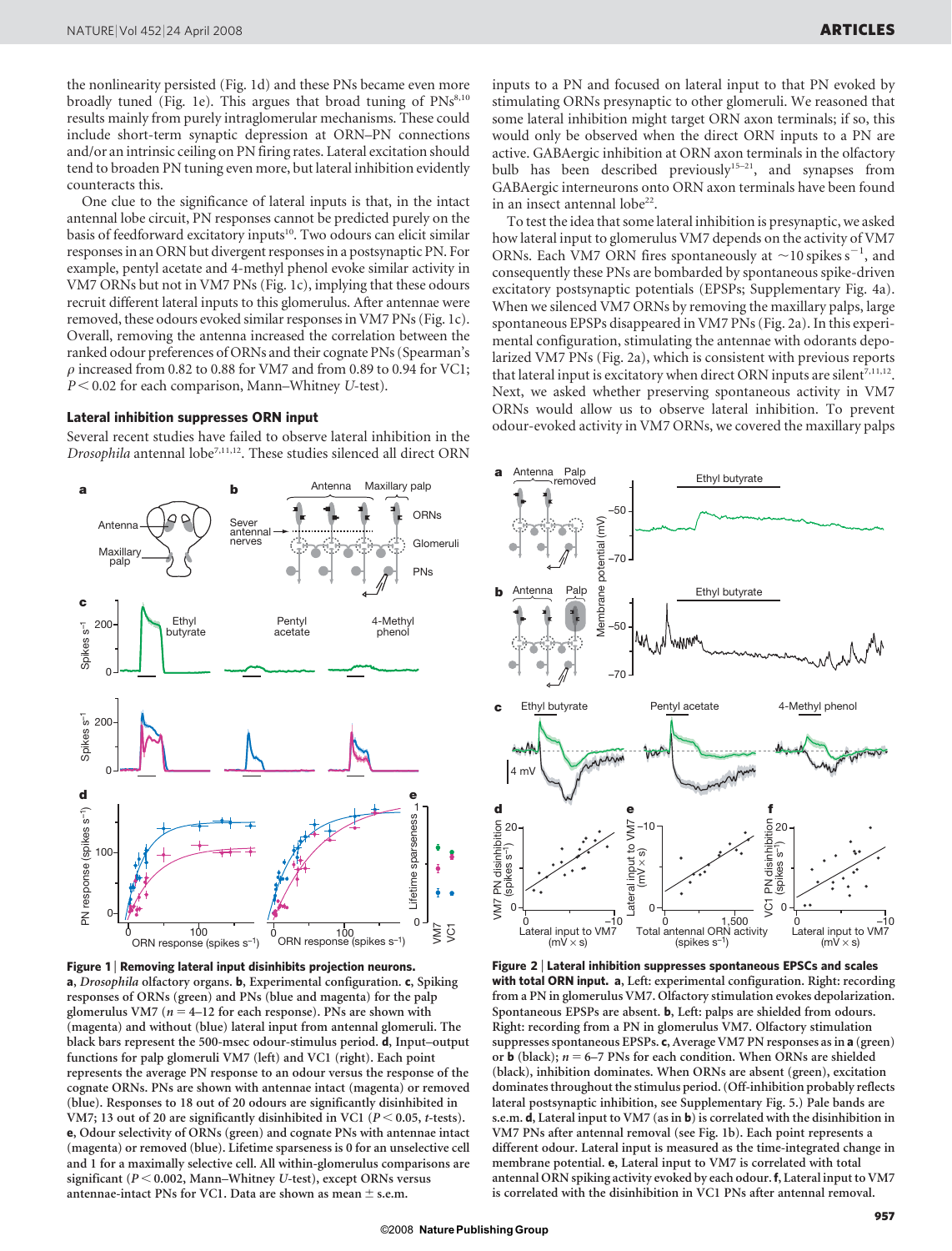the nonlinearity persisted (Fig. 1d) and these PNs became even more broadly tuned (Fig. 1e). This argues that broad tuning of PNs[8,10] results mainly from purely intraglomerular mechanisms. These could include short-term synaptic depression at ORN–PN connections and/or an intrinsic ceiling on PN firing rates. Lateral excitation should tend to broaden PN tuning even more, but lateral inhibition evidently counteracts this.

One clue to the significance of lateral inputs is that, in the intact antennal lobe circuit, PN responses cannot be predicted purely on the basis of feedforward excitatory inputs[10]. Two odours can elicit similar responses in an ORN but divergent responses in a postsynaptic PN. For example, pentyl acetate and 4-methyl phenol evoke similar activity in VM7 ORNs but not in VM7 PNs (Fig. 1c), implying that these odours recruit different lateral inputs to this glomerulus. After antennae were removed, these odours evoked similar responses in VM7 PNs (Fig. 1c). Overall, removing the antenna increased the correlation between the ranked odour preferences of ORNs and their cognate PNs (Spearman's $\rho$ increased from 0.82 to 0.88 for VM7 and from 0.89 to 0.94 for VC1; $P < 0.02$ for each comparison, Mann–Whitney $U$-test).

### Lateral inhibition suppresses ORN input

Several recent studies have failed to observe lateral inhibition in the *Drosophila* antennal lobe[7,11,12]. These studies silenced all direct ORN inputs to a PN and focused on lateral input to that PN evoked by stimulating ORNs presynaptic to other glomeruli. We reasoned that some lateral inhibition might target ORN axon terminals; if so, this would only be observed when the direct ORN inputs to a PN are active. GABAergic inhibition at ORN axon terminals in the olfactory bulb has been described previously[15–21], and synapses from GABAergic interneurons onto ORN axon terminals have been found in an insect antennal lobe[22].

To test the idea that some lateral inhibition is presynaptic, we asked how lateral input to glomerulus VM7 depends on the activity of VM7 ORNs. Each VM7 ORN fires spontaneously at ~10 spikes $s^{-1}$, and consequently these PNs are bombarded by spontaneous spike-driven excitatory postsynaptic potentials (EPSPs; Supplementary Fig. 4a). When we silenced VM7 ORNs by removing the maxillary palps, large spontaneous EPSPs disappeared in VM7 PNs (Fig. 2a). In this experimental configuration, stimulating the antennae with odorants depolarized VM7 PNs (Fig. 2a), which is consistent with previous reports that lateral input is excitatory when direct ORN inputs are silent[7,11,12]. Next, we asked whether preserving spontaneous activity in VM7 ORNs would allow us to observe lateral inhibition. To prevent odour-evoked activity in VM7 ORNs, we covered the maxillary palps

**Figure 1 | Removing lateral input disinhibits projection neurons.** **a**, *Drosophila* olfactory organs. **b**, Experimental configuration. **c**, Spiking responses of ORNs (green) and PNs (blue and magenta) for the palp glomerulus VM7 ($n = 4$–$12$ for each response). PNs are shown with (magenta) and without (blue) lateral input from antennal glomeruli. The black bars represent the 500-msec odour-stimulus period. **d**, Input–output functions for palp glomeruli VM7 (left) and VC1 (right). Each point represents the average PN response to an odour versus the response of the cognate ORNs. PNs are shown with antennae intact (magenta) or removed (blue). Responses to 18 out of 20 odours are significantly disinhibited in VM7; 13 out of 20 are significantly disinhibited in VC1 ($P < 0.05$, $t$-tests). **e**, Odour selectivity of ORNs (green) and cognate PNs with antennae intact (magenta) or removed (blue). Lifetime sparseness is 0 for an unselective cell and 1 for a maximally selective cell. All within-glomerulus comparisons are significant ($P < 0.002$, Mann–Whitney $U$-test), except ORNs versus antennae-intact PNs for VC1. Data are shown as mean ± s.e.m.

**Figure 2 | Lateral inhibition suppresses spontaneous EPSCs and scales with total ORN input.** **a**, Left: experimental configuration. Right: recording from a PN in glomerulus VM7. Olfactory stimulation evokes depolarization. Spontaneous EPSPs are absent. **b**, Left: palps are shielded from odours. Right: recording from a PN in glomerulus VM7. Olfactory stimulation suppresses spontaneous EPSPs. **c**, Average VM7 PN responses as in **a** (green) or **b** (black); $n = 6$–$7$ PNs for each condition. When ORNs are shielded (black), inhibition dominates. When ORNs are absent (green), excitation dominates throughout the stimulus period. (Off-inhibition probably reflects lateral postsynaptic inhibition, see Supplementary Fig. 5.) Pale bands are s.e.m. **d**, Lateral input to VM7 (as in **b**) is correlated with the disinhibition in VM7 PNs after antennal removal (see Fig. 1b). Each point represents a different odour. Lateral input is measured as the time-integrated change in membrane potential. **e**, Lateral input to VM7 is correlated with total antennal ORN spiking activity evoked by each odour. **f**, Lateral input to VM7 is correlated with the disinhibition in VC1 PNs after antennal removal.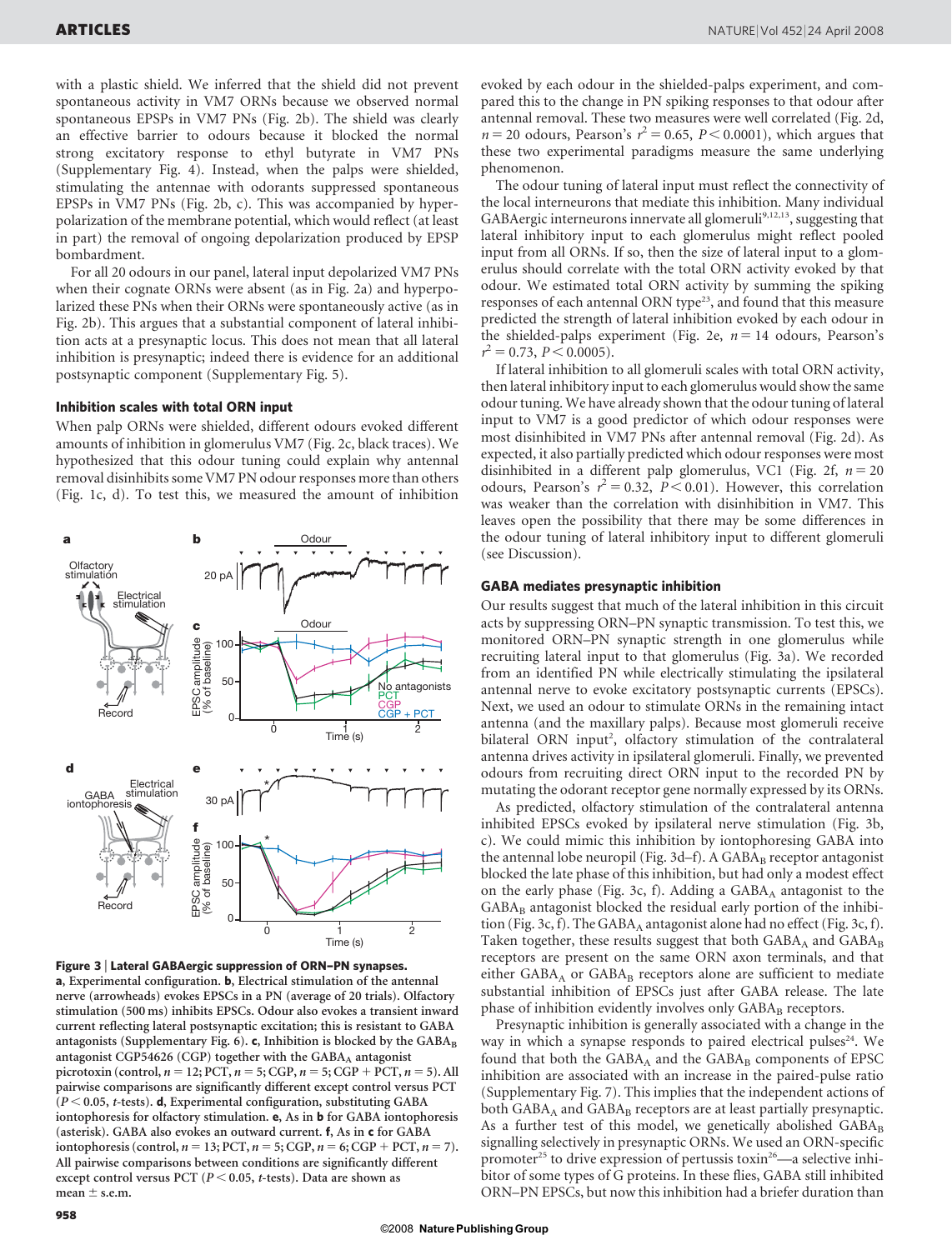with a plastic shield. We inferred that the shield did not prevent spontaneous activity in VM7 ORNs because we observed normal spontaneous EPSPs in VM7 PNs (Fig. 2b). The shield was clearly an effective barrier to odours because it blocked the normal strong excitatory response to ethyl butyrate in VM7 PNs (Supplementary Fig. 4). Instead, when the palps were shielded, stimulating the antennae with odorants suppressed spontaneous EPSPs in VM7 PNs (Fig. 2b, c). This was accompanied by hyperpolarization of the membrane potential, which would reflect (at least in part) the removal of ongoing depolarization produced by EPSP bombardment.

For all 20 odours in our panel, lateral input depolarized VM7 PNs when their cognate ORNs were absent (as in Fig. 2a) and hyperpolarized these PNs when their ORNs were spontaneously active (as in Fig. 2b). This argues that a substantial component of lateral inhibition acts at a presynaptic locus. This does not mean that all lateral inhibition is presynaptic; indeed there is evidence for an additional postsynaptic component (Supplementary Fig. 5).

### Inhibition scales with total ORN input

When palp ORNs were shielded, different odours evoked different amounts of inhibition in glomerulus VM7 (Fig. 2c, black traces). We hypothesized that this odour tuning could explain why antennal removal disinhibits some VM7 PN odour responses more than others (Fig. 1c, d). To test this, we measured the amount of inhibition evoked by each odour in the shielded-palps experiment, and compared this to the change in PN spiking responses to that odour after antennal removal. These two measures were well correlated (Fig. 2d, $n = 20$ odours, Pearson's $r^2 = 0.65$, $P < 0.0001$), which argues that these two experimental paradigms measure the same underlying phenomenon.

The odour tuning of lateral input must reflect the connectivity of the local interneurons that mediate this inhibition. Many individual GABAergic interneurons innervate all glomeruli[9,12,13], suggesting that lateral inhibitory input to each glomerulus might reflect pooled input from all ORNs. If so, then the size of lateral input to a glomerulus should correlate with the total ORN activity evoked by that odour. We estimated total ORN activity by summing the spiking responses of each antennal ORN type[23], and found that this measure predicted the strength of lateral inhibition evoked by each odour in the shielded-palps experiment (Fig. 2e, $n = 14$ odours, Pearson's $r^2 = 0.73$, $P < 0.0005$).

If lateral inhibition to all glomeruli scales with total ORN activity, then lateral inhibitory input to each glomerulus would show the same odour tuning. We have already shown that the odour tuning of lateral input to VM7 is a good predictor of which odour responses were most disinhibited in VM7 PNs after antennal removal (Fig. 2d). As expected, it also partially predicted which odour responses were most disinhibited in a different palp glomerulus, VC1 (Fig. 2f, $n = 20$ odours, Pearson's $r^2 = 0.32$, $P < 0.01$). However, this correlation was weaker than the correlation with disinhibition in VM7. This leaves open the possibility that there may be some differences in the odour tuning of lateral inhibitory input to different glomeruli (see Discussion).

### GABA mediates presynaptic inhibition

Our results suggest that much of the lateral inhibition in this circuit acts by suppressing ORN–PN synaptic transmission. To test this, we monitored ORN–PN synaptic strength in one glomerulus while recruiting lateral input to that glomerulus (Fig. 3a). We recorded from an identified PN while electrically stimulating the ipsilateral antennal nerve to evoke excitatory postsynaptic currents (EPSCs). Next, we used an odour to stimulate ORNs in the remaining intact antenna (and the maxillary palps). Because most glomeruli receive bilateral ORN input[2], olfactory stimulation of the contralateral antenna drives activity in ipsilateral glomeruli. Finally, we prevented odours from recruiting direct ORN input to the recorded PN by mutating the odorant receptor gene normally expressed by its ORNs.

As predicted, olfactory stimulation of the contralateral antenna inhibited EPSCs evoked by ipsilateral nerve stimulation (Fig. 3b, c). We could mimic this inhibition by iontophoresing GABA into the antennal lobe neuropil (Fig. 3d–f). A $GABA_B$ receptor antagonist blocked the late phase of this inhibition, but had only a modest effect on the early phase (Fig. 3c, f). Adding a $GABA_A$ antagonist to the $GABA_B$ antagonist blocked the residual early portion of the inhibition (Fig. 3c, f). The $GABA_A$ antagonist alone had no effect (Fig. 3c, f). Taken together, these results suggest that both $GABA_A$ and $GABA_B$ receptors are present on the same ORN axon terminals, and that either $GABA_A$ or $GABA_B$ receptors alone are sufficient to mediate substantial inhibition of EPSCs just after GABA release. The late phase of inhibition evidently involves only $GABA_B$ receptors.

Presynaptic inhibition is generally associated with a change in the way in which a synapse responds to paired electrical pulses[24]. We found that both the $GABA_A$ and the $GABA_B$ components of EPSC inhibition are associated with an increase in the paired-pulse ratio (Supplementary Fig. 7). This implies that the independent actions of both $GABA_A$ and $GABA_B$ receptors are at least partially presynaptic. As a further test of this model, we genetically abolished $GABA_B$ signalling selectively in presynaptic ORNs. We used an ORN-specific promoter[25] to drive expression of pertussis toxin[26]—a selective inhibitor of some types of G proteins. In these flies, GABA still inhibited ORN–PN EPSCs, but now this inhibition had a briefer duration than

**Figure 3 | Lateral GABAergic suppression of ORN–PN synapses.** **a**, Experimental configuration. **b**, Electrical stimulation of the antennal nerve (arrowheads) evokes EPSCs in a PN (average of 20 trials). Olfactory stimulation (500 ms) inhibits EPSCs. Odour also evokes a transient inward current reflecting lateral postsynaptic excitation; this is resistant to GABA antagonists (Supplementary Fig. 6). **c**, Inhibition is blocked by the $GABA_B$ antagonist CGP54626 (CGP) together with the $GABA_A$ antagonist picrotoxin (control, $n = 12$; PCT, $n = 5$; CGP, $n = 5$; CGP + PCT, $n = 5$). All pairwise comparisons are significantly different except control versus PCT ($P < 0.05$, $t$-tests). **d**, Experimental configuration, substituting GABA iontophoresis for olfactory stimulation. **e**, As in **b** for GABA iontophoresis (asterisk). GABA also evokes an outward current. **f**, As in **c** for GABA iontophoresis (control, $n = 13$; PCT, $n = 5$; CGP, $n = 6$; CGP + PCT, $n = 7$). All pairwise comparisons between conditions are significantly different except control versus PCT ($P < 0.05$, $t$-tests). Data are shown as mean ± s.e.m.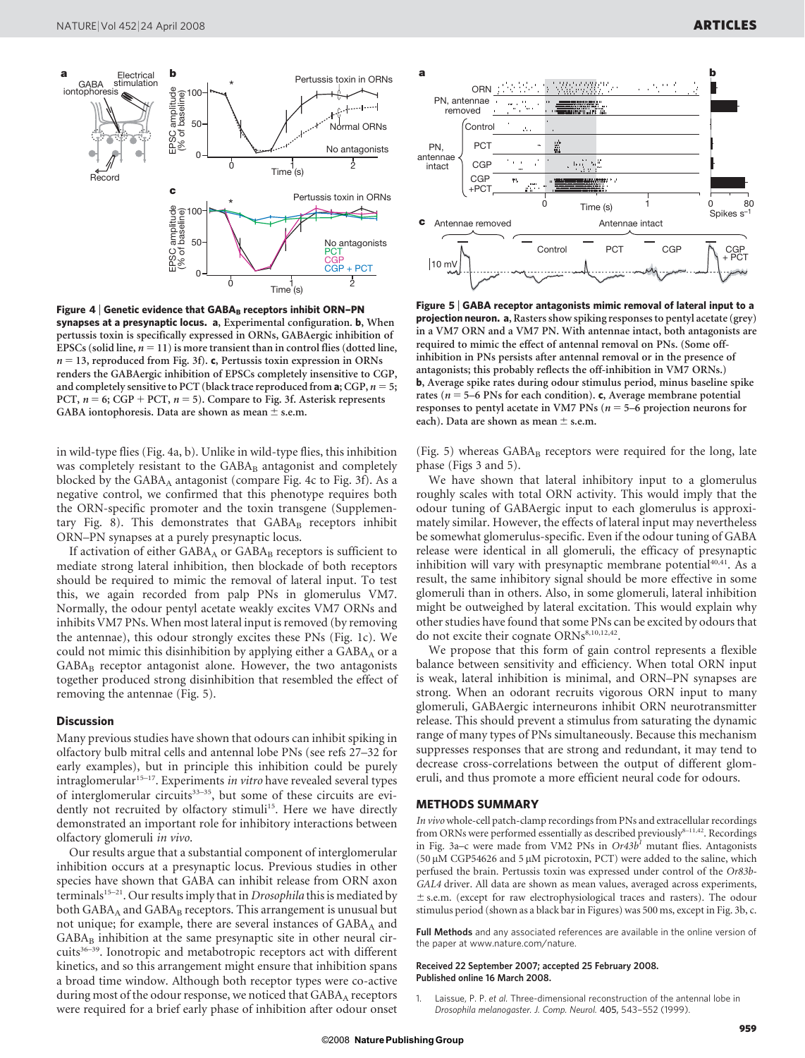**Figure 4 | Genetic evidence that $GABA_B$ receptors inhibit ORN–PN synapses at a presynaptic locus.** **a**, Experimental configuration. **b**, When pertussis toxin is specifically expressed in ORNs, GABAergic inhibition of EPSCs (solid line, $n = 11$) is more transient than in control flies (dotted line, $n = 13$, reproduced from Fig. 3f). **c**, Pertussis toxin expression in ORNs renders the GABAergic inhibition of EPSCs completely insensitive to CGP, and completely sensitive to PCT (black trace reproduced from **a**; CGP, $n = 5$; PCT, $n = 6$; CGP + PCT, $n = 5$). Compare to Fig. 3f. Asterisk represents GABA iontophoresis. Data are shown as mean ± s.e.m.

**Figure 5 | GABA receptor antagonists mimic removal of lateral input to a projection neuron.** **a**, Rasters show spiking responses to pentyl acetate (grey) in a VM7 ORN and a VM7 PN. With antennae intact, both antagonists are required to mimic the effect of antennal removal on PNs. (Some off-inhibition in PNs persists after antennal removal or in the presence of antagonists; this probably reflects the off-inhibition in VM7 ORNs.) **b**, Average spike rates during odour stimulus period, minus baseline spike rates ($n = 5$–6 PNs for each condition). **c**, Average membrane potential responses to pentyl acetate in VM7 PNs ($n = 5$–6 projection neurons for each). Data are shown as mean ± s.e.m.

in wild-type flies (Fig. 4a, b). Unlike in wild-type flies, this inhibition was completely resistant to the $GABA_B$ antagonist and completely blocked by the $GABA_A$ antagonist (compare Fig. 4c to Fig. 3f). As a negative control, we confirmed that this phenotype requires both the ORN-specific promoter and the toxin transgene (Supplementary Fig. 8). This demonstrates that $GABA_B$ receptors inhibit ORN–PN synapses at a purely presynaptic locus.

If activation of either $GABA_A$ or $GABA_B$ receptors is sufficient to mediate strong lateral inhibition, then blockade of both receptors should be required to mimic the removal of lateral input. To test this, we again recorded from palp PNs in glomerulus VM7. Normally, the odour pentyl acetate weakly excites VM7 ORNs and inhibits VM7 PNs. When most lateral input is removed (by removing the antennae), this odour strongly excites these PNs (Fig. 1c). We could not mimic this disinhibition by applying either a $GABA_A$ or a $GABA_B$ receptor antagonist alone. However, the two antagonists together produced strong disinhibition that resembled the effect of removing the antennae (Fig. 5).

## Discussion

Many previous studies have shown that odours can inhibit spiking in olfactory bulb mitral cells and antennal lobe PNs (see refs 27–32 for early examples), but in principle this inhibition could be purely intraglomerular[15–17]. Experiments *in vitro* have revealed several types of interglomerular circuits[33–35], but some of these circuits are evidently not recruited by olfactory stimuli[15]. Here we have directly demonstrated an important role for inhibitory interactions between olfactory glomeruli *in vivo*.

Our results argue that a substantial component of interglomerular inhibition occurs at a presynaptic locus. Previous studies in other species have shown that GABA can inhibit release from ORN axon terminals[15–21]. Our results imply that in *Drosophila* this is mediated by both $GABA_A$ and $GABA_B$ receptors. This arrangement is unusual but not unique; for example, there are several instances of $GABA_A$ and $GABA_B$ inhibition at the same presynaptic site in other neural circuits[36–39]. Ionotropic and metabotropic receptors act with different kinetics, and so this arrangement might ensure that inhibition spans a broad time window. Although both receptor types were co-active during most of the odour response, we noticed that $GABA_A$ receptors were required for a brief early phase of inhibition after odour onset (Fig. 5) whereas $GABA_B$ receptors were required for the long, late phase (Figs 3 and 5).

We have shown that lateral inhibitory input to a glomerulus roughly scales with total ORN activity. This would imply that the odour tuning of GABAergic input to each glomerulus is approximately similar. However, the effects of lateral input may nevertheless be somewhat glomerulus-specific. Even if the odour tuning of GABA release were identical in all glomeruli, the efficacy of presynaptic inhibition will vary with presynaptic membrane potential[40,41]. As a result, the same inhibitory signal should be more effective in some glomeruli than in others. Also, in some glomeruli, lateral inhibition might be outweighed by lateral excitation. This would explain why other studies have found that some PNs can be excited by odours that do not excite their cognate ORNs[8,10,12,42].

We propose that this form of gain control represents a flexible balance between sensitivity and efficiency. When total ORN input is weak, lateral inhibition is minimal, and ORN–PN synapses are strong. When an odorant recruits vigorous ORN input to many glomeruli, GABAergic interneurons inhibit ORN neurotransmitter release. This should prevent a stimulus from saturating the dynamic range of many types of PNs simultaneously. Because this mechanism suppresses responses that are strong and redundant, it may tend to decrease cross-correlations between the output of different glomeruli, and thus promote a more efficient neural code for odours.

## METHODS SUMMARY

*In vivo* whole-cell patch-clamp recordings from PNs and extracellular recordings from ORNs were performed essentially as described previously[8–11,42]. Recordings in Fig. 3a–c were made from VM2 PNs in *Or43b[1]* mutant flies. Antagonists (50 μM CGP54626 and 5 μM picrotoxin, PCT) were added to the saline, which perfused the brain. Pertussis toxin was expressed under control of the *Or83b-GAL4* driver. All data are shown as mean values, averaged across experiments, ± s.e.m. (except for raw electrophysiological traces and rasters). The odour stimulus period (shown as a black bar in Figures) was 500 ms, except in Fig. 3b, c.

**Full Methods** and any associated references are available in the online version of the paper at www.nature.com/nature.

**Received 22 September 2007; accepted 25 February 2008. Published online 16 March 2008.**

1. Laissue, P. P. *et al.* Three-dimensional reconstruction of the antennal lobe in *Drosophila melanogaster*. *J. Comp. Neurol.* 405, 543–552 (1999).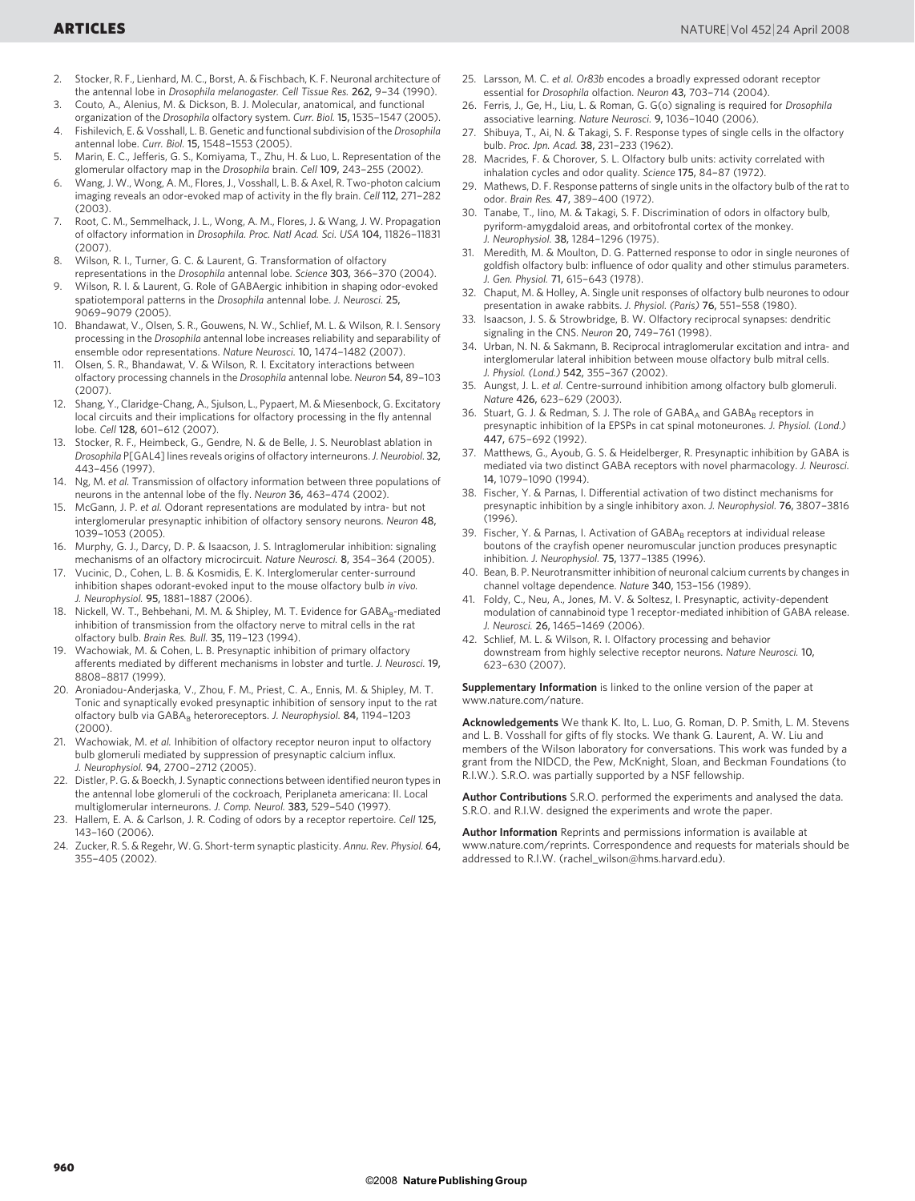2. Stocker, R. F., Lienhard, M. C., Borst, A. & Fischbach, K. F. Neuronal architecture of the antennal lobe in *Drosophila melanogaster*. *Cell Tissue Res.* **262,** 9–34 (1990).
3. Couto, A., Alenius, M. & Dickson, B. J. Molecular, anatomical, and functional organization of the *Drosophila* olfactory system. *Curr. Biol.* **15,** 1535–1547 (2005).
4. Fishilevich, E. & Vosshall, L. B. Genetic and functional subdivision of the *Drosophila* antennal lobe. *Curr. Biol.* **15,** 1548–1553 (2005).
5. Marin, E. C., Jefferis, G. S., Komiyama, T., Zhu, H. & Luo, L. Representation of the glomerular olfactory map in the *Drosophila* brain. *Cell* **109,** 243–255 (2002).
6. Wang, J. W., Wong, A. M., Flores, J., Vosshall, L. B. & Axel, R. Two-photon calcium imaging reveals an odor-evoked map of activity in the fly brain. *Cell* **112,** 271–282 (2003).
7. Root, C. M., Semmelhack, J. L., Wong, A. M., Flores, J. & Wang, J. W. Propagation of olfactory information in *Drosophila*. *Proc. Natl Acad. Sci. USA* **104,** 11826–11831 (2007).
8. Wilson, R. I., Turner, G. C. & Laurent, G. Transformation of olfactory representations in the *Drosophila* antennal lobe. *Science* **303,** 366–370 (2004).
9. Wilson, R. I. & Laurent, G. Role of GABAergic inhibition in shaping odor-evoked spatiotemporal patterns in the *Drosophila* antennal lobe. *J. Neurosci.* **25,** 9069–9079 (2005).
10. Bhandawat, V., Olsen, S. R., Gouwens, N. W., Schlief, M. L. & Wilson, R. I. Sensory processing in the *Drosophila* antennal lobe increases reliability and separability of ensemble odor representations. *Nature Neurosci.* **10,** 1474–1482 (2007).
11. Olsen, S. R., Bhandawat, V. & Wilson, R. I. Excitatory interactions between olfactory processing channels in the *Drosophila* antennal lobe. *Neuron* **54,** 89–103 (2007).
12. Shang, Y., Claridge-Chang, A., Sjulson, L., Pypaert, M. & Miesenbock, G. Excitatory local circuits and their implications for olfactory processing in the fly antennal lobe. *Cell* **128,** 601–612 (2007).
13. Stocker, R. F., Heimbeck, G., Gendre, N. & de Belle, J. S. Neuroblast ablation in *Drosophila* P[GAL4] lines reveals origins of olfactory interneurons. *J. Neurobiol.* **32,** 443–456 (1997).
14. Ng, M. *et al.* Transmission of olfactory information between three populations of neurons in the antennal lobe of the fly. *Neuron* **36,** 463–474 (2002).
15. McGann, J. P. *et al.* Odorant representations are modulated by intra- but not interglomerular presynaptic inhibition of olfactory sensory neurons. *Neuron* **48,** 1039–1053 (2005).
16. Murphy, G. J., Darcy, D. P. & Isaacson, J. S. Intraglomerular inhibition: signaling mechanisms of an olfactory microcircuit. *Nature Neurosci.* **8,** 354–364 (2005).
17. Vucinic, D., Cohen, L. B. & Kosmidis, E. K. Interglomerular center-surround inhibition shapes odorant-evoked input to the mouse olfactory bulb *in vivo*. *J. Neurophysiol.* **95,** 1881–1887 (2006).
18. Nickell, W. T., Behbehani, M. M. & Shipley, M. T. Evidence for $GABA_B$-mediated inhibition of transmission from the olfactory nerve to mitral cells in the rat olfactory bulb. *Brain Res. Bull.* **35,** 119–123 (1994).
19. Wachowiak, M. & Cohen, L. B. Presynaptic inhibition of primary olfactory afferents mediated by different mechanisms in lobster and turtle. *J. Neurosci.* **19,** 8808–8817 (1999).
20. Aroniadou-Anderjaska, V., Zhou, F. M., Priest, C. A., Ennis, M. & Shipley, M. T. Tonic and synaptically evoked presynaptic inhibition of sensory input to the rat olfactory bulb via $GABA_B$ heteroreceptors. *J. Neurophysiol.* **84,** 1194–1203 (2000).
21. Wachowiak, M. *et al.* Inhibition of olfactory receptor neuron input to olfactory bulb glomeruli mediated by suppression of presynaptic calcium influx. *J. Neurophysiol.* **94,** 2700–2712 (2005).
22. Distler, P. G. & Boeckh, J. Synaptic connections between identified neuron types in the antennal lobe glomeruli of the cockroach, Periplaneta americana: II. Local multiglomerular interneurons. *J. Comp. Neurol.* **383,** 529–540 (1997).
23. Hallem, E. A. & Carlson, J. R. Coding of odors by a receptor repertoire. *Cell* **125,** 143–160 (2006).
24. Zucker, R. S. & Regehr, W. G. Short-term synaptic plasticity. *Annu. Rev. Physiol.* **64,** 355–405 (2002).
25. Larsson, M. C. *et al. Or83b* encodes a broadly expressed odorant receptor essential for *Drosophila* olfaction. *Neuron* **43,** 703–714 (2004).
26. Ferris, J., Ge, H., Liu, L. & Roman, G. G(o) signaling is required for *Drosophila* associative learning. *Nature Neurosci.* **9,** 1036–1040 (2006).
27. Shibuya, T., Ai, N. & Takagi, S. F. Response types of single cells in the olfactory bulb. *Proc. Jpn. Acad.* **38,** 231–233 (1962).
28. Macrides, F. & Chorover, S. L. Olfactory bulb units: activity correlated with inhalation cycles and odor quality. *Science* **175,** 84–87 (1972).
29. Mathews, D. F. Response patterns of single units in the olfactory bulb of the rat to odor. *Brain Res.* **47,** 389–400 (1972).
30. Tanabe, T., Iino, M. & Takagi, S. F. Discrimination of odors in olfactory bulb, pyriform-amygdaloid areas, and orbitofrontal cortex of the monkey. *J. Neurophysiol.* **38,** 1284–1296 (1975).
31. Meredith, M. & Moulton, D. G. Patterned response to odor in single neurones of goldfish olfactory bulb: influence of odor quality and other stimulus parameters. *J. Gen. Physiol.* **71,** 615–643 (1978).
32. Chaput, M. & Holley, A. Single unit responses of olfactory bulb neurones to odour presentation in awake rabbits. *J. Physiol. (Paris)* **76,** 551–558 (1980).
33. Isaacson, J. S. & Strowbridge, B. W. Olfactory reciprocal synapses: dendritic signaling in the CNS. *Neuron* **20,** 749–761 (1998).
34. Urban, N. N. & Sakmann, B. Reciprocal intraglomerular excitation and intra- and interglomerular lateral inhibition between mouse olfactory bulb mitral cells. *J. Physiol. (Lond.)* **542,** 355–367 (2002).
35. Aungst, J. L. *et al.* Centre-surround inhibition among olfactory bulb glomeruli. *Nature* **426,** 623–629 (2003).
36. Stuart, G. J. & Redman, S. J. The role of $GABA_A$ and $GABA_B$ receptors in presynaptic inhibition of Ia EPSPs in cat spinal motoneurones. *J. Physiol. (Lond.)* **447,** 675–692 (1992).
37. Matthews, G., Ayoub, G. S. & Heidelberger, R. Presynaptic inhibition by GABA is mediated via two distinct GABA receptors with novel pharmacology. *J. Neurosci.* **14,** 1079–1090 (1994).
38. Fischer, Y. & Parnas, I. Differential activation of two distinct mechanisms for presynaptic inhibition by a single inhibitory axon. *J. Neurophysiol.* **76,** 3807–3816 (1996).
39. Fischer, Y. & Parnas, I. Activation of $GABA_B$ receptors at individual release boutons of the crayfish opener neuromuscular junction produces presynaptic inhibition. *J. Neurophysiol.* **75,** 1377–1385 (1996).
40. Bean, B. P. Neurotransmitter inhibition of neuronal calcium currents by changes in channel voltage dependence. *Nature* **340,** 153–156 (1989).
41. Foldy, C., Neu, A., Jones, M. V. & Soltesz, I. Presynaptic, activity-dependent modulation of cannabinoid type 1 receptor-mediated inhibition of GABA release. *J. Neurosci.* **26,** 1465–1469 (2006).
42. Schlief, M. L. & Wilson, R. I. Olfactory processing and behavior downstream from highly selective receptor neurons. *Nature Neurosci.* **10,** 623–630 (2007).

**Supplementary Information** is linked to the online version of the paper at www.nature.com/nature.

**Acknowledgements** We thank K. Ito, L. Luo, G. Roman, D. P. Smith, L. M. Stevens and L. B. Vosshall for gifts of fly stocks. We thank G. Laurent, A. W. Liu and members of the Wilson laboratory for conversations. This work was funded by a grant from the NIDCD, the Pew, McKnight, Sloan, and Beckman Foundations (to R.I.W.). S.R.O. was partially supported by a NSF fellowship.

**Author Contributions** S.R.O. performed the experiments and analysed the data. S.R.O. and R.I.W. designed the experiments and wrote the paper.

**Author Information** Reprints and permissions information is available at www.nature.com/reprints. Correspondence and requests for materials should be addressed to R.I.W. (rachel_wilson@hms.harvard.edu).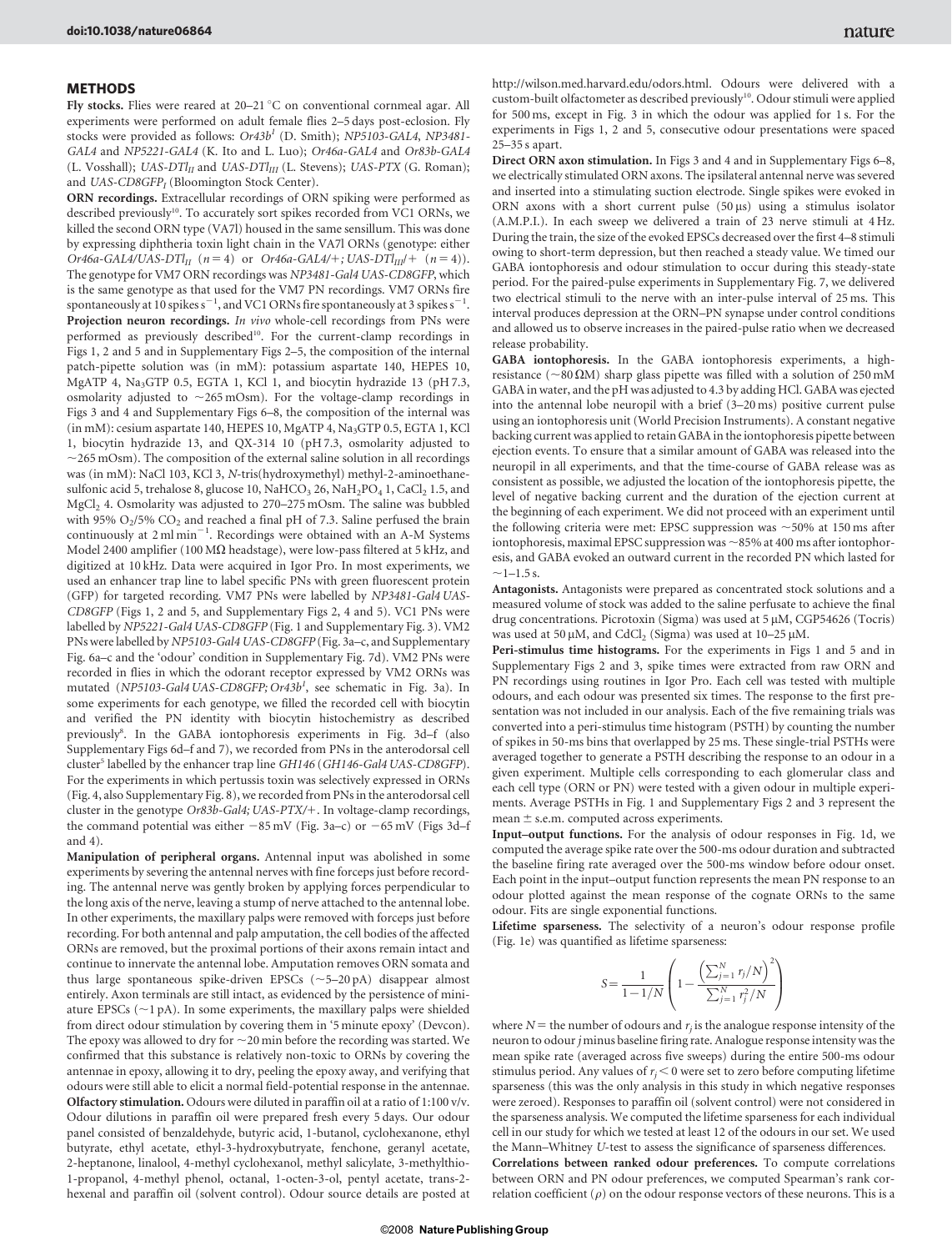## METHODS

**Fly stocks.** Flies were reared at 20–21 °C on conventional cornmeal agar. All experiments were performed on adult female flies 2–5 days post-eclosion. Fly stocks were provided as follows: *Or43b[1]* (D. Smith); *NP5103-GAL4*, *NP3481-GAL4* and *NP5221-GAL4* (K. Ito and L. Luo); *Or46a-GAL4* and *Or83b-GAL4* (L. Vosshall); *UAS-DTl$_{II}$* and *UAS-DTl$_{III}$* (L. Stevens); *UAS-PTX* (G. Roman); and *UAS-CD8GFP$_I$* (Bloomington Stock Center).

**ORN recordings.** Extracellular recordings of ORN spiking were performed as described previously[10]. To accurately sort spikes recorded from VC1 ORNs, we killed the second ORN type (VA7l) housed in the same sensillum. This was done by expressing diphtheria toxin light chain in the VA7l ORNs (genotype: either *Or46a-GAL4/UAS-DTl$_{II}$* ($n = 4$) or *Or46a-GAL4/+; UAS-DTl$_{III}$/+* ($n = 4$)). The genotype for VM7 ORN recordings was *NP3481-Gal4 UAS-CD8GFP*, which is the same genotype as that used for the VM7 PN recordings. VM7 ORNs fire spontaneously at 10 spikes s$^{-1}$, and VC1 ORNs fire spontaneously at 3 spikes s$^{-1}$.

**Projection neuron recordings.** *In vivo* whole-cell recordings from PNs were performed as previously described[10]. For the current-clamp recordings in Figs 1, 2 and 5 and in Supplementary Figs 2–5, the composition of the internal patch-pipette solution was (in mM): potassium aspartate 140, HEPES 10, MgATP 4, $Na_3GTP$ 0.5, EGTA 1, KCl 1, and biocytin hydrazide 13 (pH 7.3, osmolarity adjusted to ~265 mOsm). For the voltage-clamp recordings in Figs 3 and 4 and Supplementary Figs 6–8, the composition of the internal was (in mM): cesium aspartate 140, HEPES 10, MgATP 4, $Na_3GTP$ 0.5, EGTA 1, KCl 1, biocytin hydrazide 13, and QX-314 10 (pH 7.3, osmolarity adjusted to ~265 mOsm). The composition of the external saline solution in all recordings was (in mM): NaCl 103, KCl 3, *N*-tris(hydroxymethyl) methyl-2-aminoethane-sulfonic acid 5, trehalose 8, glucose 10, $NaHCO_3$ 26, $NaH_2PO_4$ 1, $CaCl_2$ 1.5, and $MgCl_2$ 4. Osmolarity was adjusted to 270–275 mOsm. The saline was bubbled with 95% $O_2$/5% $CO_2$ and reached a final pH of 7.3. Saline perfused the brain continuously at 2 ml min$^{-1}$. Recordings were obtained with an A-M Systems Model 2400 amplifier (100 MΩ headstage), were low-pass filtered at 5 kHz, and digitized at 10 kHz. Data were acquired in Igor Pro. In most experiments, we used an enhancer trap line to label specific PNs with green fluorescent protein (GFP) for targeted recording. VM7 PNs were labelled by *NP3481-Gal4 UAS-CD8GFP* (Figs 1, 2 and 5, and Supplementary Figs 2–5). VC1 PNs were labelled by *NP5221-Gal4 UAS-CD8GFP* (Fig. 1 and Supplementary Fig. 3). VM2 PNs were labelled by *NP5103-Gal4 UAS-CD8GFP* (Fig. 3a–c, and Supplementary Fig. 6a–c and the 'odour' condition in Supplementary Fig. 7d). VM2 PNs were recorded in flies in which the odorant receptor expressed by VM2 ORNs was mutated (*NP5103-Gal4 UAS-CD8GFP; Or43b[1]*, see schematic in Fig. 3a). In some experiments for each genotype, we filled the recorded cell with biocytin and verified the PN identity with biocytin histochemistry as described previously[8]. In the GABA iontophoresis experiments in Fig. 3d–f (also Supplementary Figs 6d–f and 7), we recorded from PNs in the anterodorsal cell cluster[5] labelled by the enhancer trap line *GH146* (*GH146-Gal4 UAS-CD8GFP*). For the experiments in which pertussis toxin was selectively expressed in ORNs (Fig. 4, also Supplementary Fig. 8), we recorded from PNs in the anterodorsal cell cluster in the genotype *Or83b-Gal4; UAS-PTX/+*. In voltage-clamp recordings, the command potential was either −85 mV (Fig. 3a–c) or −65 mV (Figs 3d–f and 4).

**Manipulation of peripheral organs.** Antennal input was abolished in some experiments by severing the antennal nerves with fine forceps just before recording. The antennal nerve was gently broken by applying forces perpendicular to the long axis of the nerve, leaving a stump of nerve attached to the antennal lobe. In other experiments, the maxillary palps were removed with forceps just before recording. For both antennal and palp amputation, the cell bodies of the affected ORNs are removed, but the proximal portions of their axons remain intact and continue to innervate the antennal lobe. Amputation removes ORN somata and thus large spontaneous spike-driven EPSCs (~5–20 pA) disappear almost entirely. Axon terminals are still intact, as evidenced by the persistence of miniature EPSCs (~1 pA). In some experiments, the maxillary palps were shielded from direct odour stimulation by covering them in '5 minute epoxy' (Devcon). The epoxy was allowed to dry for ~20 min before the recording was started. We confirmed that this substance is relatively non-toxic to ORNs by covering the antennae in epoxy, allowing it to dry, peeling the epoxy away, and verifying that odours were still able to elicit a normal field-potential response in the antennae.

**Olfactory stimulation.** Odours were diluted in paraffin oil at a ratio of 1:100 v/v. Odour dilutions in paraffin oil were prepared fresh every 5 days. Our odour panel consisted of benzaldehyde, butyric acid, 1-butanol, cyclohexanone, ethyl butyrate, ethyl acetate, ethyl-3-hydroxybutyrate, fenchone, geranyl acetate, 2-heptanone, linalool, 4-methyl cyclohexanol, methyl salicylate, 3-methylthio-1-propanol, 4-methyl phenol, octanal, 1-octen-3-ol, pentyl acetate, trans-2-hexenal and paraffin oil (solvent control). Odour source details are posted at http://wilson.med.harvard.edu/odors.html. Odours were delivered with a custom-built olfactometer as described previously[10]. Odour stimuli were applied for 500 ms, except in Fig. 3 in which the odour was applied for 1 s. For the experiments in Figs 1, 2 and 5, consecutive odour presentations were spaced 25–35 s apart.

**Direct ORN axon stimulation.** In Figs 3 and 4 and in Supplementary Figs 6–8, we electrically stimulated ORN axons. The ipsilateral antennal nerve was severed and inserted into a stimulating suction electrode. Single spikes were evoked in ORN axons with a short current pulse (50 μs) using a stimulus isolator (A.M.P.I.). In each sweep we delivered a train of 23 nerve stimuli at 4 Hz. During the train, the size of the evoked EPSCs decreased over the first 4–8 stimuli owing to short-term depression, but then reached a steady value. We timed our GABA iontophoresis and odour stimulation to occur during this steady-state period. For the paired-pulse experiments in Supplementary Fig. 7, we delivered two electrical stimuli to the nerve with an inter-pulse interval of 25 ms. This interval produces depression at the ORN–PN synapse under control conditions and allowed us to observe increases in the paired-pulse ratio when we decreased release probability.

**GABA iontophoresis.** In the GABA iontophoresis experiments, a high-resistance (~80 ΩM) sharp glass pipette was filled with a solution of 250 mM GABA in water, and the pH was adjusted to 4.3 by adding HCl. GABA was ejected into the antennal lobe neuropil with a brief (3–20 ms) positive current pulse using an iontophoresis unit (World Precision Instruments). A constant negative backing current was applied to retain GABA in the iontophoresis pipette between ejection events. To ensure that a similar amount of GABA was released into the neuropil in all experiments, and that the time-course of GABA release was as consistent as possible, we adjusted the location of the iontophoresis pipette, the level of negative backing current and the duration of the ejection current at the beginning of each experiment. We did not proceed with an experiment until the following criteria were met: EPSC suppression was ~50% at 150 ms after iontophoresis, maximal EPSC suppression was ~85% at 400 ms after iontophoresis, and GABA evoked an outward current in the recorded PN which lasted for ~1–1.5 s.

**Antagonists.** Antagonists were prepared as concentrated stock solutions and a measured volume of stock was added to the saline perfusate to achieve the final drug concentrations. Picrotoxin (Sigma) was used at 5 μM, CGP54626 (Tocris) was used at 50 μM, and $CdCl_2$ (Sigma) was used at 10–25 μM.

**Peri-stimulus time histograms.** For the experiments in Figs 1 and 5 and in Supplementary Figs 2 and 3, spike times were extracted from raw ORN and PN recordings using routines in Igor Pro. Each cell was tested with multiple odours, and each odour was presented six times. The response to the first presentation was not included in our analysis. Each of the five remaining trials was converted into a peri-stimulus time histogram (PSTH) by counting the number of spikes in 50-ms bins that overlapped by 25 ms. These single-trial PSTHs were averaged together to generate a PSTH describing the response to an odour in a given experiment. Multiple cells corresponding to each glomerular class and each cell type (ORN or PN) were tested with a given odour in multiple experiments. Average PSTHs in Fig. 1 and Supplementary Figs 2 and 3 represent the mean ± s.e.m. computed across experiments.

**Input–output functions.** For the analysis of odour responses in Fig. 1d, we computed the average spike rate over the 500-ms odour duration and subtracted the baseline firing rate averaged over the 500-ms window before odour onset. Each point in the input–output function represents the mean PN response to an odour plotted against the mean response of the cognate ORNs to the same odour. Fits are single exponential functions.

**Lifetime sparseness.** The selectivity of a neuron's odour response profile (Fig. 1e) was quantified as lifetime sparseness:

$$S = \frac{1}{1 - 1/N}\left(1 - \frac{\left(\sum_{j=1}^{N} r_j/N\right)^2}{\sum_{j=1}^{N} r_j^2/N}\right)$$

where $N$ = the number of odours and $r_j$ is the analogue response intensity of the neuron to odour $j$ minus baseline firing rate. Analogue response intensity was the mean spike rate (averaged across five sweeps) during the entire 500-ms odour stimulus period. Any values of $r_j < 0$ were set to zero before computing lifetime sparseness (this was the only analysis in this study in which negative responses were zeroed). Responses to paraffin oil (solvent control) were not considered in the sparseness analysis. We computed the lifetime sparseness for each individual cell in our study for which we tested at least 12 of the odours in our set. We used the Mann–Whitney *U*-test to assess the significance of sparseness differences.

**Correlations between ranked odour preferences.** To compute correlations between ORN and PN odour preferences, we computed Spearman's rank correlation coefficient ($\rho$) on the odour response vectors of these neurons. This is a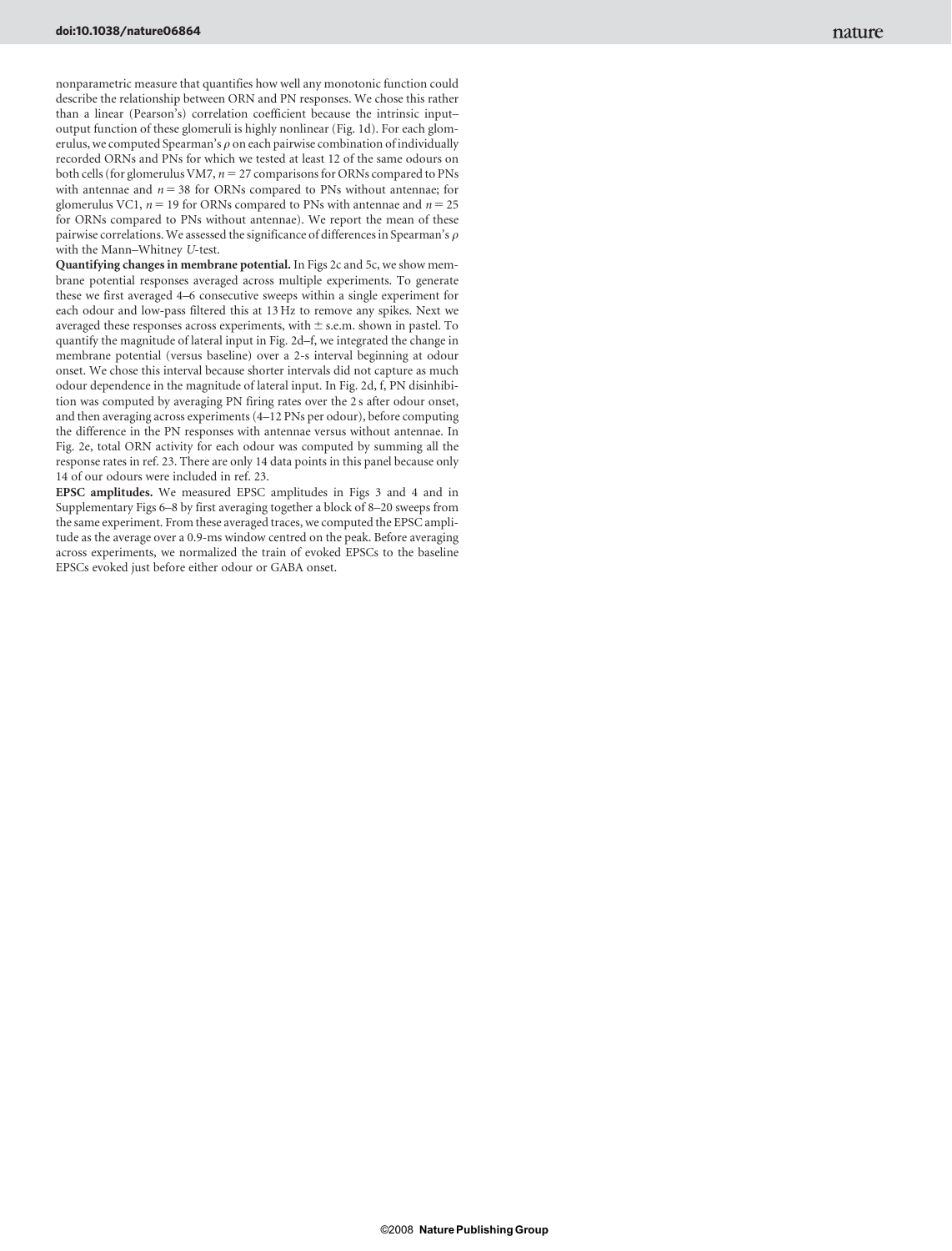nonparametric measure that quantifies how well any monotonic function could describe the relationship between ORN and PN responses. We chose this rather than a linear (Pearson's) correlation coefficient because the intrinsic input–output function of these glomeruli is highly nonlinear (Fig. 1d). For each glomerulus, we computed Spearman's $\rho$ on each pairwise combination of individually recorded ORNs and PNs for which we tested at least 12 of the same odours on both cells (for glomerulus VM7, $n = 27$ comparisons for ORNs compared to PNs with antennae and $n = 38$ for ORNs compared to PNs without antennae; for glomerulus VC1, $n = 19$ for ORNs compared to PNs with antennae and $n = 25$ for ORNs compared to PNs without antennae). We report the mean of these pairwise correlations. We assessed the significance of differences in Spearman's $\rho$ with the Mann–Whitney *U*-test.

**Quantifying changes in membrane potential.** In Figs 2c and 5c, we show membrane potential responses averaged across multiple experiments. To generate these we first averaged 4–6 consecutive sweeps within a single experiment for each odour and low-pass filtered this at 13 Hz to remove any spikes. Next we averaged these responses across experiments, with $\pm$ s.e.m. shown in pastel. To quantify the magnitude of lateral input in Fig. 2d–f, we integrated the change in membrane potential (versus baseline) over a 2-s interval beginning at odour onset. We chose this interval because shorter intervals did not capture as much odour dependence in the magnitude of lateral input. In Fig. 2d, f, PN disinhibition was computed by averaging PN firing rates over the 2 s after odour onset, and then averaging across experiments (4–12 PNs per odour), before computing the difference in the PN responses with antennae versus without antennae. In Fig. 2e, total ORN activity for each odour was computed by summing all the response rates in ref. 23. There are only 14 data points in this panel because only 14 of our odours were included in ref. 23.

**EPSC amplitudes.** We measured EPSC amplitudes in Figs 3 and 4 and in Supplementary Figs 6–8 by first averaging together a block of 8–20 sweeps from the same experiment. From these averaged traces, we computed the EPSC amplitude as the average over a 0.9-ms window centred on the peak. Before averaging across experiments, we normalized the train of evoked EPSCs to the baseline EPSCs evoked just before either odour or GABA onset.